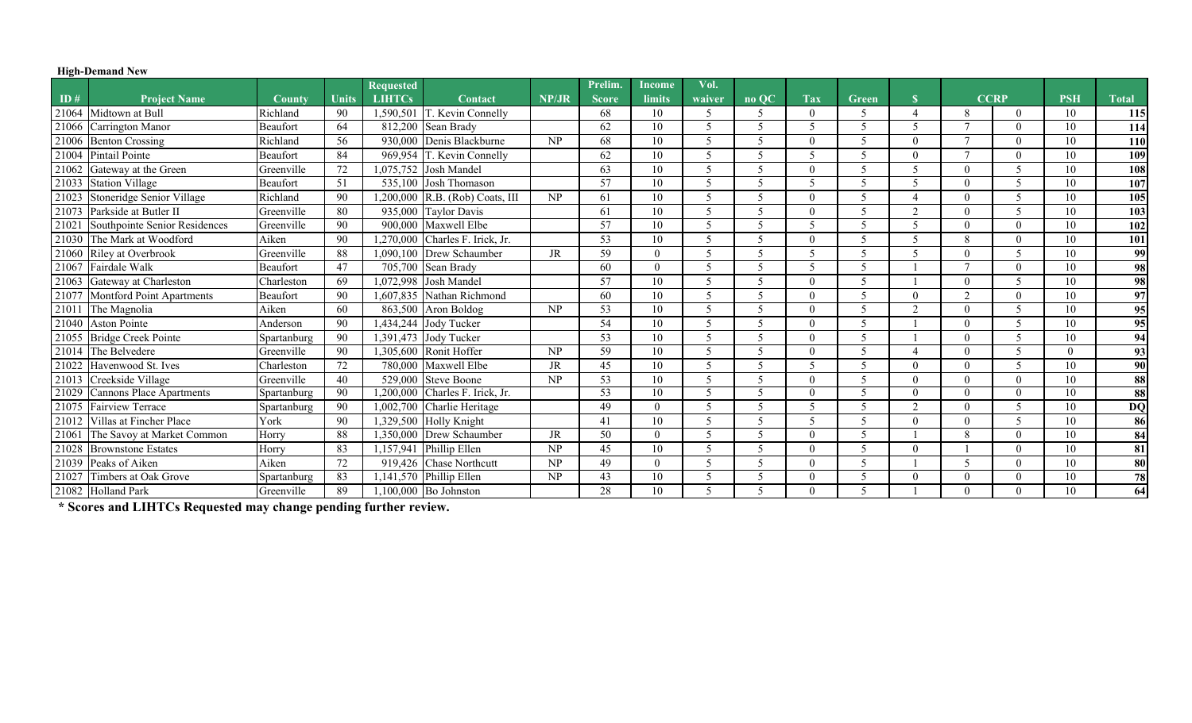**High-Demand New**

| ID # | Project Name | County | Units | Requested LIHTCs | Contact | NP/JR | Prelim. Score | Income limits | Vol. waiver | no QC | Tax | Green | $ | CCRP | | PSH | Total |
|---|---|---|---|---|---|---|---|---|---|---|---|---|---|---|---|---|---|
| 21064 | Midtown at Bull | Richland | 90 | 1,590,501 | T. Kevin Connelly | | 68 | 10 | 5 | 5 | 0 | 5 | 4 | 8 | 0 | 10 | 115 |
| 21066 | Carrington Manor | Beaufort | 64 | 812,200 | Sean Brady | | 62 | 10 | 5 | 5 | 5 | 5 | 5 | 7 | 0 | 10 | 114 |
| 21006 | Benton Crossing | Richland | 56 | 930,000 | Denis Blackburne | NP | 68 | 10 | 5 | 5 | 0 | 5 | 0 | 7 | 0 | 10 | 110 |
| 21004 | Pintail Pointe | Beaufort | 84 | 969,954 | T. Kevin Connelly | | 62 | 10 | 5 | 5 | 5 | 5 | 0 | 7 | 0 | 10 | 109 |
| 21062 | Gateway at the Green | Greenville | 72 | 1,075,752 | Josh Mandel | | 63 | 10 | 5 | 5 | 0 | 5 | 5 | 0 | 5 | 10 | 108 |
| 21033 | Station Village | Beaufort | 51 | 535,100 | Josh Thomason | | 57 | 10 | 5 | 5 | 5 | 5 | 5 | 0 | 5 | 10 | 107 |
| 21023 | Stoneridge Senior Village | Richland | 90 | 1,200,000 | R.B. (Rob) Coats, III | NP | 61 | 10 | 5 | 5 | 0 | 5 | 4 | 0 | 5 | 10 | 105 |
| 21073 | Parkside at Butler II | Greenville | 80 | 935,000 | Taylor Davis | | 61 | 10 | 5 | 5 | 0 | 5 | 2 | 0 | 5 | 10 | 103 |
| 21021 | Southpointe Senior Residences | Greenville | 90 | 900,000 | Maxwell Elbe | | 57 | 10 | 5 | 5 | 5 | 5 | 5 | 0 | 0 | 10 | 102 |
| 21030 | The Mark at Woodford | Aiken | 90 | 1,270,000 | Charles F. Irick, Jr. | | 53 | 10 | 5 | 5 | 0 | 5 | 5 | 8 | 0 | 10 | 101 |
| 21060 | Riley at Overbrook | Greenville | 88 | 1,090,100 | Drew Schaumber | JR | 59 | 0 | 5 | 5 | 5 | 5 | 5 | 0 | 5 | 10 | 99 |
| 21067 | Fairdale Walk | Beaufort | 47 | 705,700 | Sean Brady | | 60 | 0 | 5 | 5 | 5 | 5 | 1 | 7 | 0 | 10 | 98 |
| 21063 | Gateway at Charleston | Charleston | 69 | 1,072,998 | Josh Mandel | | 57 | 10 | 5 | 5 | 0 | 5 | 1 | 0 | 5 | 10 | 98 |
| 21077 | Montford Point Apartments | Beaufort | 90 | 1,607,835 | Nathan Richmond | | 60 | 10 | 5 | 5 | 0 | 5 | 0 | 2 | 0 | 10 | 97 |
| 21011 | The Magnolia | Aiken | 60 | 863,500 | Aron Boldog | NP | 53 | 10 | 5 | 5 | 0 | 5 | 2 | 0 | 5 | 10 | 95 |
| 21040 | Aston Pointe | Anderson | 90 | 1,434,244 | Jody Tucker | | 54 | 10 | 5 | 5 | 0 | 5 | 1 | 0 | 5 | 10 | 95 |
| 21055 | Bridge Creek Pointe | Spartanburg | 90 | 1,391,473 | Jody Tucker | | 53 | 10 | 5 | 5 | 0 | 5 | 1 | 0 | 5 | 10 | 94 |
| 21014 | The Belvedere | Greenville | 90 | 1,305,600 | Ronit Hoffer | NP | 59 | 10 | 5 | 5 | 0 | 5 | 4 | 0 | 5 | 0 | 93 |
| 21022 | Havenwood St. Ives | Charleston | 72 | 780,000 | Maxwell Elbe | JR | 45 | 10 | 5 | 5 | 5 | 5 | 0 | 0 | 5 | 10 | 90 |
| 21013 | Creekside Village | Greenville | 40 | 529,000 | Steve Boone | NP | 53 | 10 | 5 | 5 | 0 | 5 | 0 | 0 | 0 | 10 | 88 |
| 21029 | Cannons Place Apartments | Spartanburg | 90 | 1,200,000 | Charles F. Irick, Jr. | | 53 | 10 | 5 | 5 | 0 | 5 | 0 | 0 | 0 | 10 | 88 |
| 21075 | Fairview Terrace | Spartanburg | 90 | 1,002,700 | Charlie Heritage | | 49 | 0 | 5 | 5 | 5 | 5 | 2 | 0 | 5 | 10 | DQ |
| 21012 | Villas at Fincher Place | York | 90 | 1,329,500 | Holly Knight | | 41 | 10 | 5 | 5 | 5 | 5 | 0 | 0 | 5 | 10 | 86 |
| 21061 | The Savoy at Market Common | Horry | 88 | 1,350,000 | Drew Schaumber | JR | 50 | 0 | 5 | 5 | 0 | 5 | 1 | 8 | 0 | 10 | 84 |
| 21028 | Brownstone Estates | Horry | 83 | 1,157,941 | Phillip Ellen | NP | 45 | 10 | 5 | 5 | 0 | 5 | 0 | 1 | 0 | 10 | 81 |
| 21039 | Peaks of Aiken | Aiken | 72 | 919,426 | Chase Northcutt | NP | 49 | 0 | 5 | 5 | 0 | 5 | 1 | 5 | 0 | 10 | 80 |
| 21027 | Timbers at Oak Grove | Spartanburg | 83 | 1,141,570 | Phillip Ellen | NP | 43 | 10 | 5 | 5 | 0 | 5 | 0 | 0 | 0 | 10 | 78 |
| 21082 | Holland Park | Greenville | 89 | 1,100,000 | Bo Johnston | | 28 | 10 | 5 | 5 | 0 | 5 | 1 | 0 | 0 | 10 | 64 |

**\* Scores and LIHTCs Requested may change pending further review.**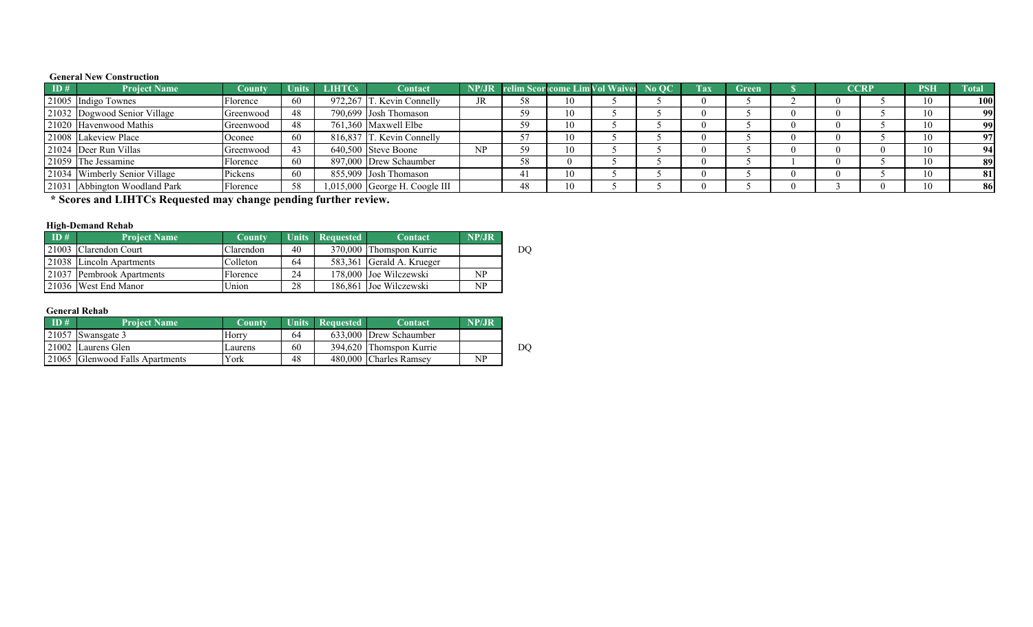**General New Construction**

| ID # | Project Name | County | Units | LIHTCs | Contact | NP/JR | relim Scor | come Lim | Vol Waive | No QC | Tax | Green | $ | CCRP | | PSH | Total |
|---|---|---|---|---|---|---|---|---|---|---|---|---|---|---|---|---|---|
| 21005 | Indigo Townes | Florence | 60 | 972,267 | T. Kevin Connelly | JR | 58 | 10 | 5 | 5 | 0 | 5 | 2 | 0 | 5 | 10 | **100** |
| 21032 | Dogwood Senior Village | Greenwood | 48 | 790,699 | Josh Thomason | | 59 | 10 | 5 | 5 | 0 | 5 | 0 | 0 | 5 | 10 | **99** |
| 21020 | Havenwood Mathis | Greenwood | 48 | 761,360 | Maxwell Elbe | | 59 | 10 | 5 | 5 | 0 | 5 | 0 | 0 | 5 | 10 | **99** |
| 21008 | Lakeview Place | Oconee | 60 | 816,837 | T. Kevin Connelly | | 57 | 10 | 5 | 5 | 0 | 5 | 0 | 0 | 5 | 10 | **97** |
| 21024 | Deer Run Villas | Greenwood | 43 | 640,500 | Steve Boone | NP | 59 | 10 | 5 | 5 | 0 | 5 | 0 | 0 | 0 | 10 | **94** |
| 21059 | The Jessamine | Florence | 60 | 897,000 | Drew Schaumber | | 58 | 0 | 5 | 5 | 0 | 5 | 1 | 0 | 5 | 10 | **89** |
| 21034 | Wimberly Senior Village | Pickens | 60 | 855,909 | Josh Thomason | | 41 | 10 | 5 | 5 | 0 | 5 | 0 | 0 | 5 | 10 | **81** |
| 21031 | Abbington Woodland Park | Florence | 58 | 1,015,000 | George H. Coogle III | | 48 | 10 | 5 | 5 | 0 | 5 | 0 | 3 | 0 | 10 | **86** |

**\* Scores and LIHTCs Requested may change pending further review.**

**High-Demand Rehab**

| ID # | Project Name | County | Units | Requested | Contact | NP/JR | |
|---|---|---|---|---|---|---|---|
| 21003 | Clarendon Court | Clarendon | 40 | 370,000 | Thompson Kurrie | | DQ |
| 21038 | Lincoln Apartments | Colleton | 64 | 583,361 | Gerald A. Krueger | | |
| 21037 | Pembrook Apartments | Florence | 24 | 178,000 | Joe Wilczewski | NP | |
| 21036 | West End Manor | Union | 28 | 186,861 | Joe Wilczewski | NP | |

**General Rehab**

| ID # | Project Name | County | Units | Requested | Contact | NP/JR | |
|---|---|---|---|---|---|---|---|
| 21057 | Swansgate 3 | Horry | 64 | 633,000 | Drew Schaumber | | |
| 21002 | Laurens Glen | Laurens | 60 | 394,620 | Thompson Kurrie | | DQ |
| 21065 | Glenwood Falls Apartments | York | 48 | 480,000 | Charles Ramsey | NP | |